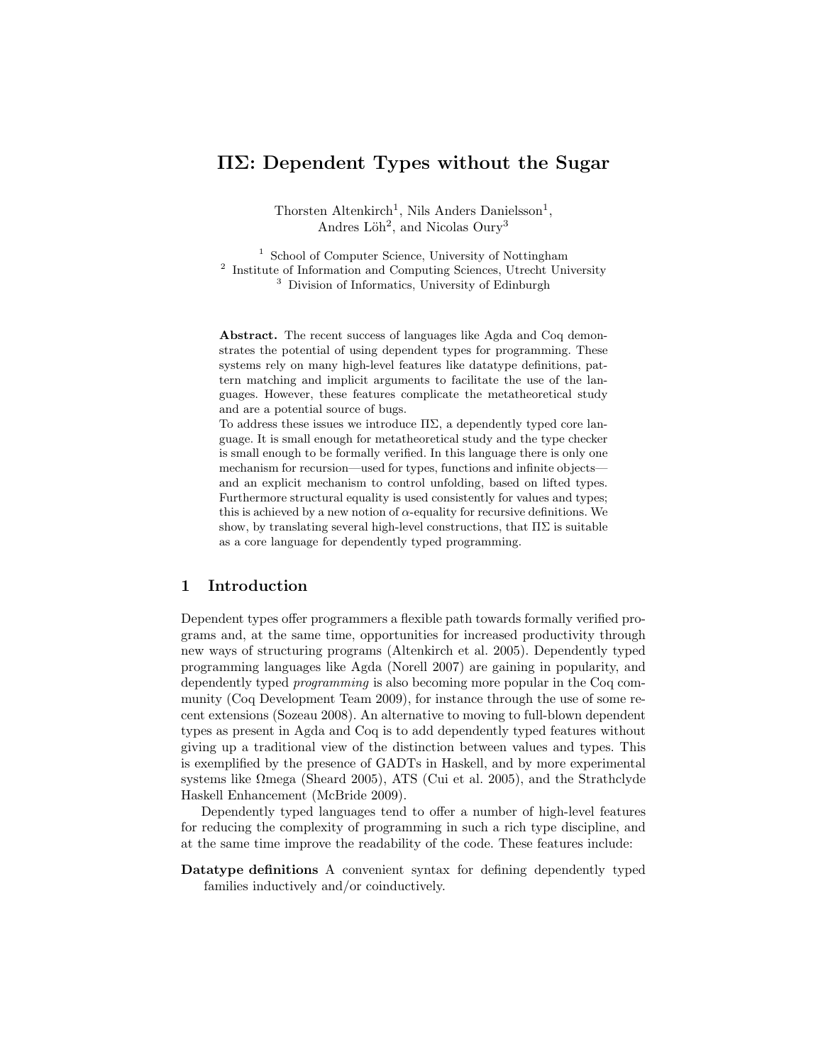# ΠΣ: Dependent Types without the Sugar

Thorsten Altenkirch[1], Nils Anders Danielsson[1], Andres Löh[2], and Nicolas Oury[3]

[1] School of Computer Science, University of Nottingham
[2] Institute of Information and Computing Sciences, Utrecht University
[3] Division of Informatics, University of Edinburgh

**Abstract.** The recent success of languages like Agda and Coq demonstrates the potential of using dependent types for programming. These systems rely on many high-level features like datatype definitions, pattern matching and implicit arguments to facilitate the use of the languages. However, these features complicate the metatheoretical study and are a potential source of bugs.
To address these issues we introduce ΠΣ, a dependently typed core language. It is small enough for metatheoretical study and the type checker is small enough to be formally verified. In this language there is only one mechanism for recursion—used for types, functions and infinite objects—and an explicit mechanism to control unfolding, based on lifted types. Furthermore structural equality is used consistently for values and types; this is achieved by a new notion of $\alpha$-equality for recursive definitions. We show, by translating several high-level constructions, that ΠΣ is suitable as a core language for dependently typed programming.

## 1 Introduction

Dependent types offer programmers a flexible path towards formally verified programs and, at the same time, opportunities for increased productivity through new ways of structuring programs (Altenkirch et al. 2005). Dependently typed programming languages like Agda (Norell 2007) are gaining in popularity, and dependently typed *programming* is also becoming more popular in the Coq community (Coq Development Team 2009), for instance through the use of some recent extensions (Sozeau 2008). An alternative to moving to full-blown dependent types as present in Agda and Coq is to add dependently typed features without giving up a traditional view of the distinction between values and types. This is exemplified by the presence of GADTs in Haskell, and by more experimental systems like Ωmega (Sheard 2005), ATS (Cui et al. 2005), and the Strathclyde Haskell Enhancement (McBride 2009).

Dependently typed languages tend to offer a number of high-level features for reducing the complexity of programming in such a rich type discipline, and at the same time improve the readability of the code. These features include:

**Datatype definitions** A convenient syntax for defining dependently typed families inductively and/or coinductively.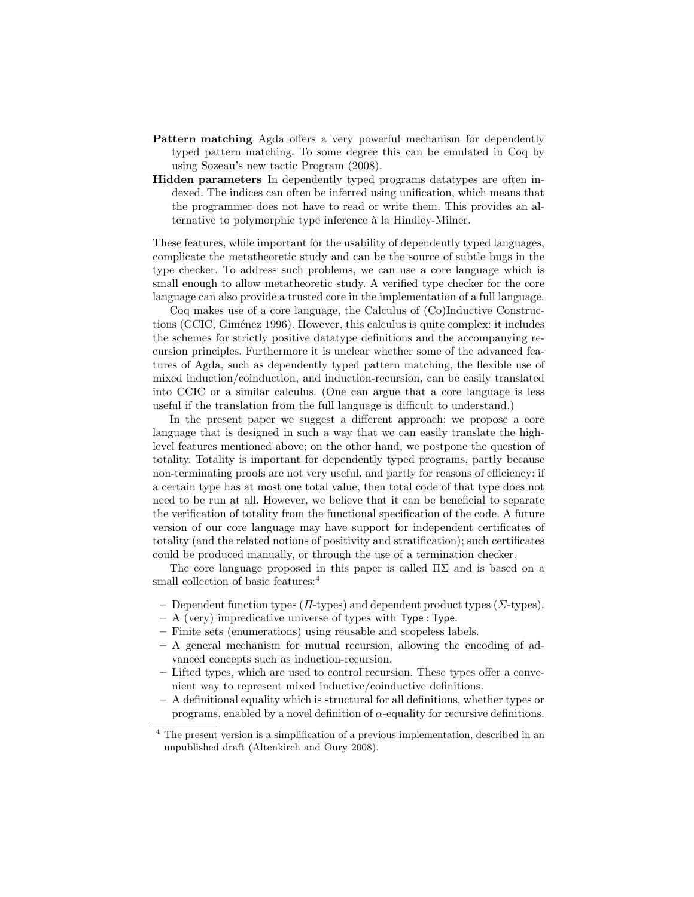**Pattern matching** Agda offers a very powerful mechanism for dependently typed pattern matching. To some degree this can be emulated in Coq by using Sozeau's new tactic Program (2008).

**Hidden parameters** In dependently typed programs datatypes are often indexed. The indices can often be inferred using unification, which means that the programmer does not have to read or write them. This provides an alternative to polymorphic type inference à la Hindley-Milner.

These features, while important for the usability of dependently typed languages, complicate the metatheoretic study and can be the source of subtle bugs in the type checker. To address such problems, we can use a core language which is small enough to allow metatheoretic study. A verified type checker for the core language can also provide a trusted core in the implementation of a full language.

Coq makes use of a core language, the Calculus of (Co)Inductive Constructions (CCIC, Giménez 1996). However, this calculus is quite complex: it includes the schemes for strictly positive datatype definitions and the accompanying recursion principles. Furthermore it is unclear whether some of the advanced features of Agda, such as dependently typed pattern matching, the flexible use of mixed induction/coinduction, and induction-recursion, can be easily translated into CCIC or a similar calculus. (One can argue that a core language is less useful if the translation from the full language is difficult to understand.)

In the present paper we suggest a different approach: we propose a core language that is designed in such a way that we can easily translate the high-level features mentioned above; on the other hand, we postpone the question of totality. Totality is important for dependently typed programs, partly because non-terminating proofs are not very useful, and partly for reasons of efficiency: if a certain type has at most one total value, then total code of that type does not need to be run at all. However, we believe that it can be beneficial to separate the verification of totality from the functional specification of the code. A future version of our core language may have support for independent certificates of totality (and the related notions of positivity and stratification); such certificates could be produced manually, or through the use of a termination checker.

The core language proposed in this paper is called $\Pi\Sigma$ and is based on a small collection of basic features:[4]

- Dependent function types ($\Pi$-types) and dependent product types ($\Sigma$-types).
- A (very) impredicative universe of types with $\mathsf{Type} : \mathsf{Type}$.
- Finite sets (enumerations) using reusable and scopeless labels.
- A general mechanism for mutual recursion, allowing the encoding of advanced concepts such as induction-recursion.
- Lifted types, which are used to control recursion. These types offer a convenient way to represent mixed inductive/coinductive definitions.
- A definitional equality which is structural for all definitions, whether types or programs, enabled by a novel definition of $\alpha$-equality for recursive definitions.

[4] The present version is a simplification of a previous implementation, described in an unpublished draft (Altenkirch and Oury 2008).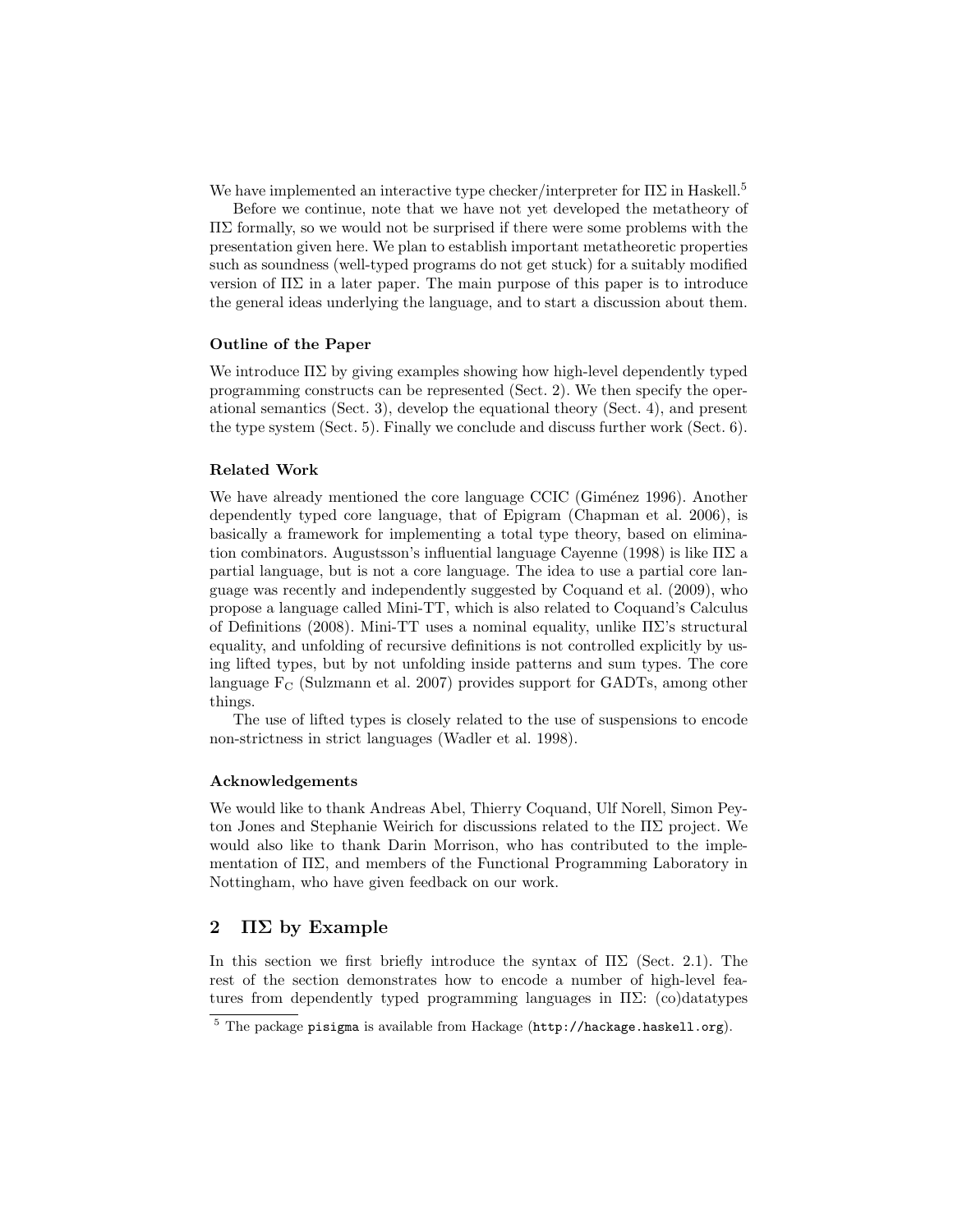We have implemented an interactive type checker/interpreter for ΠΣ in Haskell.[5]

Before we continue, note that we have not yet developed the metatheory of ΠΣ formally, so we would not be surprised if there were some problems with the presentation given here. We plan to establish important metatheoretic properties such as soundness (well-typed programs do not get stuck) for a suitably modified version of ΠΣ in a later paper. The main purpose of this paper is to introduce the general ideas underlying the language, and to start a discussion about them.

### Outline of the Paper

We introduce ΠΣ by giving examples showing how high-level dependently typed programming constructs can be represented (Sect. 2). We then specify the operational semantics (Sect. 3), develop the equational theory (Sect. 4), and present the type system (Sect. 5). Finally we conclude and discuss further work (Sect. 6).

### Related Work

We have already mentioned the core language CCIC (Giménez 1996). Another dependently typed core language, that of Epigram (Chapman et al. 2006), is basically a framework for implementing a total type theory, based on elimination combinators. Augustsson's influential language Cayenne (1998) is like ΠΣ a partial language, but is not a core language. The idea to use a partial core language was recently and independently suggested by Coquand et al. (2009), who propose a language called Mini-TT, which is also related to Coquand's Calculus of Definitions (2008). Mini-TT uses a nominal equality, unlike ΠΣ's structural equality, and unfolding of recursive definitions is not controlled explicitly by using lifted types, but by not unfolding inside patterns and sum types. The core language $F_C$ (Sulzmann et al. 2007) provides support for GADTs, among other things.

The use of lifted types is closely related to the use of suspensions to encode non-strictness in strict languages (Wadler et al. 1998).

### Acknowledgements

We would like to thank Andreas Abel, Thierry Coquand, Ulf Norell, Simon Peyton Jones and Stephanie Weirich for discussions related to the ΠΣ project. We would also like to thank Darin Morrison, who has contributed to the implementation of ΠΣ, and members of the Functional Programming Laboratory in Nottingham, who have given feedback on our work.

## 2 ΠΣ by Example

In this section we first briefly introduce the syntax of ΠΣ (Sect. 2.1). The rest of the section demonstrates how to encode a number of high-level features from dependently typed programming languages in ΠΣ: (co)datatypes

[5] The package `pisigma` is available from Hackage (`http://hackage.haskell.org`).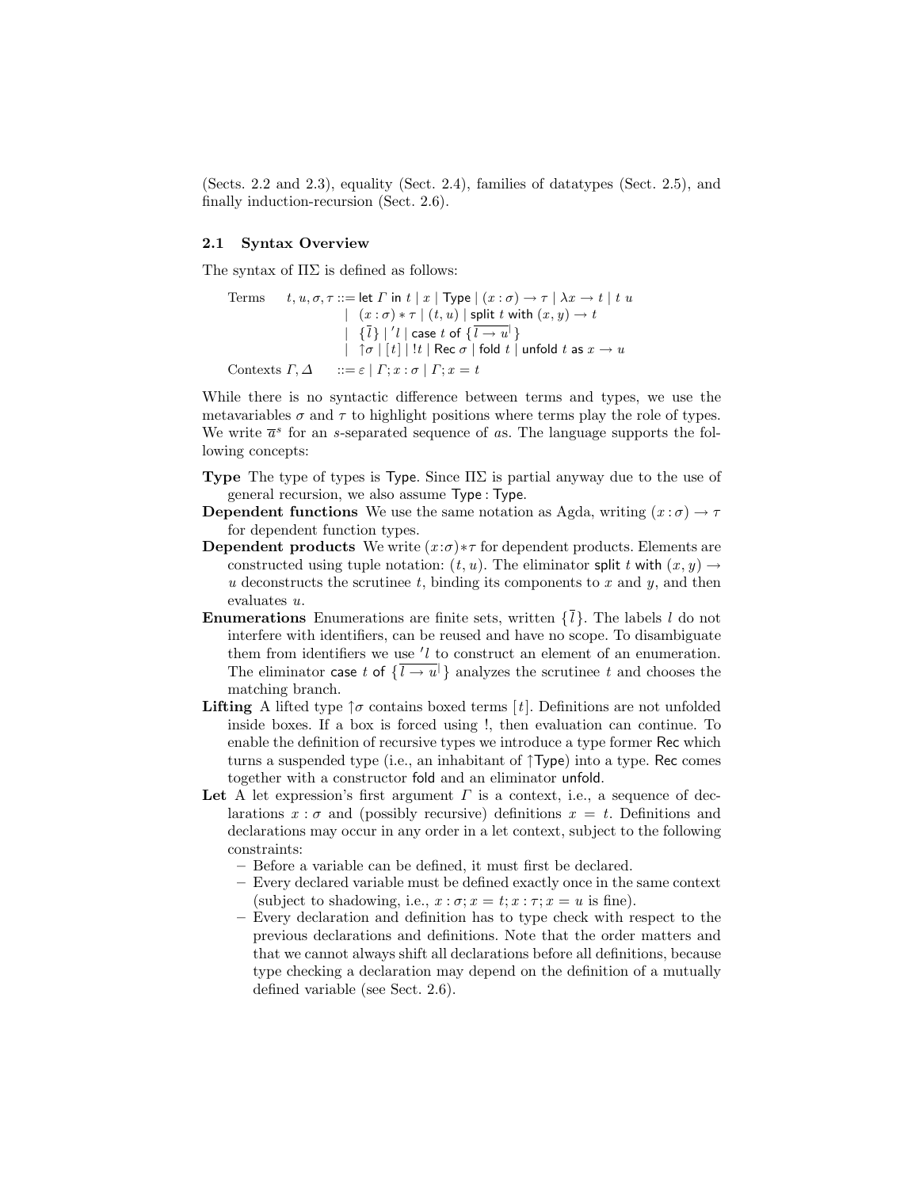(Sects. 2.2 and 2.3), equality (Sect. 2.4), families of datatypes (Sect. 2.5), and finally induction-recursion (Sect. 2.6).

## 2.1 Syntax Overview

The syntax of ΠΣ is defined as follows:

$$
\begin{array}{llll}
\text{Terms} & t, u, \sigma, \tau & ::= & \mathsf{let}\ \Gamma\ \mathsf{in}\ t \mid x \mid \mathsf{Type} \mid (x : \sigma) \to \tau \mid \lambda x \to t \mid t\ u \\
& & \mid & (x : \sigma) * \tau \mid (t, u) \mid \mathsf{split}\ t\ \mathsf{with}\ (x, y) \to t \\
& & \mid & \{\overline{l}\} \mid {}'l \mid \mathsf{case}\ t\ \mathsf{of}\ \{\overline{l \to u}^{|}\} \\
& & \mid & \uparrow\sigma \mid [t] \mid !t \mid \mathsf{Rec}\ \sigma \mid \mathsf{fold}\ t \mid \mathsf{unfold}\ t\ \mathsf{as}\ x \to u \\
\text{Contexts} & \Gamma, \Delta & ::= & \varepsilon \mid \Gamma; x : \sigma \mid \Gamma; x = t
\end{array}
$$

While there is no syntactic difference between terms and types, we use the metavariables $\sigma$ and $\tau$ to highlight positions where terms play the role of types. We write $\overline{a}^s$ for an $s$-separated sequence of $a$s. The language supports the following concepts:

**Type** The type of types is $\mathsf{Type}$. Since ΠΣ is partial anyway due to the use of general recursion, we also assume $\mathsf{Type} : \mathsf{Type}$.

**Dependent functions** We use the same notation as Agda, writing $(x : \sigma) \to \tau$ for dependent function types.

**Dependent products** We write $(x{:}\sigma){*}\tau$ for dependent products. Elements are constructed using tuple notation: $(t, u)$. The eliminator $\mathsf{split}\ t\ \mathsf{with}\ (x, y) \to u$ deconstructs the scrutinee $t$, binding its components to $x$ and $y$, and then evaluates $u$.

**Enumerations** Enumerations are finite sets, written $\{\overline{l}\}$. The labels $l$ do not interfere with identifiers, can be reused and have no scope. To disambiguate them from identifiers we use ${}'l$ to construct an element of an enumeration. The eliminator $\mathsf{case}\ t\ \mathsf{of}\ \{\overline{l \to u}^{|}\}$ analyzes the scrutinee $t$ and chooses the matching branch.

**Lifting** A lifted type $\uparrow\sigma$ contains boxed terms $[t]$. Definitions are not unfolded inside boxes. If a box is forced using !, then evaluation can continue. To enable the definition of recursive types we introduce a type former $\mathsf{Rec}$ which turns a suspended type (i.e., an inhabitant of $\uparrow\mathsf{Type}$) into a type. $\mathsf{Rec}$ comes together with a constructor $\mathsf{fold}$ and an eliminator $\mathsf{unfold}$.

**Let** A let expression's first argument $\Gamma$ is a context, i.e., a sequence of declarations $x : \sigma$ and (possibly recursive) definitions $x = t$. Definitions and declarations may occur in any order in a let context, subject to the following constraints:

- Before a variable can be defined, it must first be declared.
- Every declared variable must be defined exactly once in the same context (subject to shadowing, i.e., $x : \sigma; x = t; x : \tau; x = u$ is fine).
- Every declaration and definition has to type check with respect to the previous declarations and definitions. Note that the order matters and that we cannot always shift all declarations before all definitions, because type checking a declaration may depend on the definition of a mutually defined variable (see Sect. 2.6).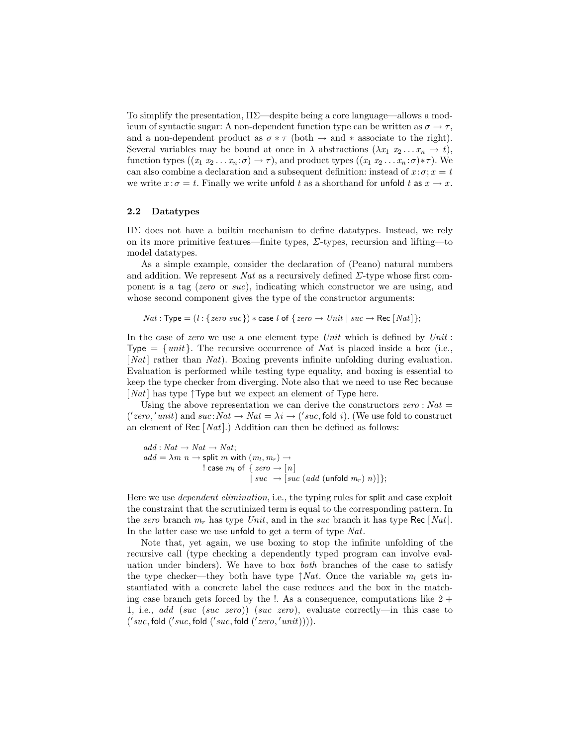To simplify the presentation, ΠΣ—despite being a core language—allows a modicum of syntactic sugar: A non-dependent function type can be written as $\sigma \to \tau$, and a non-dependent product as $\sigma * \tau$ (both $\to$ and $*$ associate to the right). Several variables may be bound at once in $\lambda$ abstractions ($\lambda x_1\ x_2 \ldots x_n \to t$), function types ($(x_1\ x_2 \ldots x_n{:}\sigma) \to \tau$), and product types ($(x_1\ x_2 \ldots x_n{:}\sigma){*}\tau$). We can also combine a declaration and a subsequent definition: instead of $x{:}\sigma; x = t$ we write $x{:}\sigma = t$. Finally we write $\mathsf{unfold}\ t$ as a shorthand for $\mathsf{unfold}\ t\ \mathsf{as}\ x \to x$.

### 2.2 Datatypes

ΠΣ does not have a builtin mechanism to define datatypes. Instead, we rely on its more primitive features—finite types, $\Sigma$-types, recursion and lifting—to model datatypes.

As a simple example, consider the declaration of (Peano) natural numbers and addition. We represent $Nat$ as a recursively defined $\Sigma$-type whose first component is a tag (*zero* or *suc*), indicating which constructor we are using, and whose second component gives the type of the constructor arguments:

$$Nat : \mathsf{Type} = (l : \{zero\ suc\}) * \mathsf{case}\ l\ \mathsf{of}\ \{zero \to Unit \mid suc \to \mathsf{Rec}\ [Nat]\};$$

In the case of *zero* we use a one element type $Unit$ which is defined by $Unit : \mathsf{Type} = \{unit\}$. The recursive occurrence of $Nat$ is placed inside a box (i.e., $[Nat]$ rather than $Nat$). Boxing prevents infinite unfolding during evaluation. Evaluation is performed while testing type equality, and boxing is essential to keep the type checker from diverging. Note also that we need to use $\mathsf{Rec}$ because $[Nat]$ has type $\Uparrow\mathsf{Type}$ but we expect an element of $\mathsf{Type}$ here.

Using the above representation we can derive the constructors $zero : Nat = ('zero, 'unit)$ and $suc{:}Nat \to Nat = \lambda i \to ('suc, \mathsf{fold}\ i)$. (We use $\mathsf{fold}$ to construct an element of $\mathsf{Rec}\ [Nat]$.) Addition can then be defined as follows:

$$
\begin{aligned}
&add : Nat \to Nat \to Nat;\\
&add = \lambda m\ n \to \mathsf{split}\ m\ \mathsf{with}\ (m_l, m_r) \to\\
&\qquad\qquad ! \ \mathsf{case}\ m_l\ \mathsf{of}\ \{\ zero \to [n]\\
&\qquad\qquad\qquad\qquad\quad \mid suc\ \to [suc\ (add\ (\mathsf{unfold}\ m_r)\ n)]\};
\end{aligned}
$$

Here we use *dependent elimination*, i.e., the typing rules for $\mathsf{split}$ and $\mathsf{case}$ exploit the constraint that the scrutinized term is equal to the corresponding pattern. In the *zero* branch $m_r$ has type $Unit$, and in the *suc* branch it has type $\mathsf{Rec}\ [Nat]$. In the latter case we use $\mathsf{unfold}$ to get a term of type $Nat$.

Note that, yet again, we use boxing to stop the infinite unfolding of the recursive call (type checking a dependently typed program can involve evaluation under binders). We have to box *both* branches of the case to satisfy the type checker—they both have type $\Uparrow Nat$. Once the variable $m_l$ gets instantiated with a concrete label the case reduces and the box in the matching case branch gets forced by the !. As a consequence, computations like $2 + 1$, i.e., $add\ (suc\ (suc\ zero))\ (suc\ zero)$, evaluate correctly—in this case to $('suc, \mathsf{fold}\ ('suc, \mathsf{fold}\ ('suc, \mathsf{fold}\ ('zero, 'unit))))$.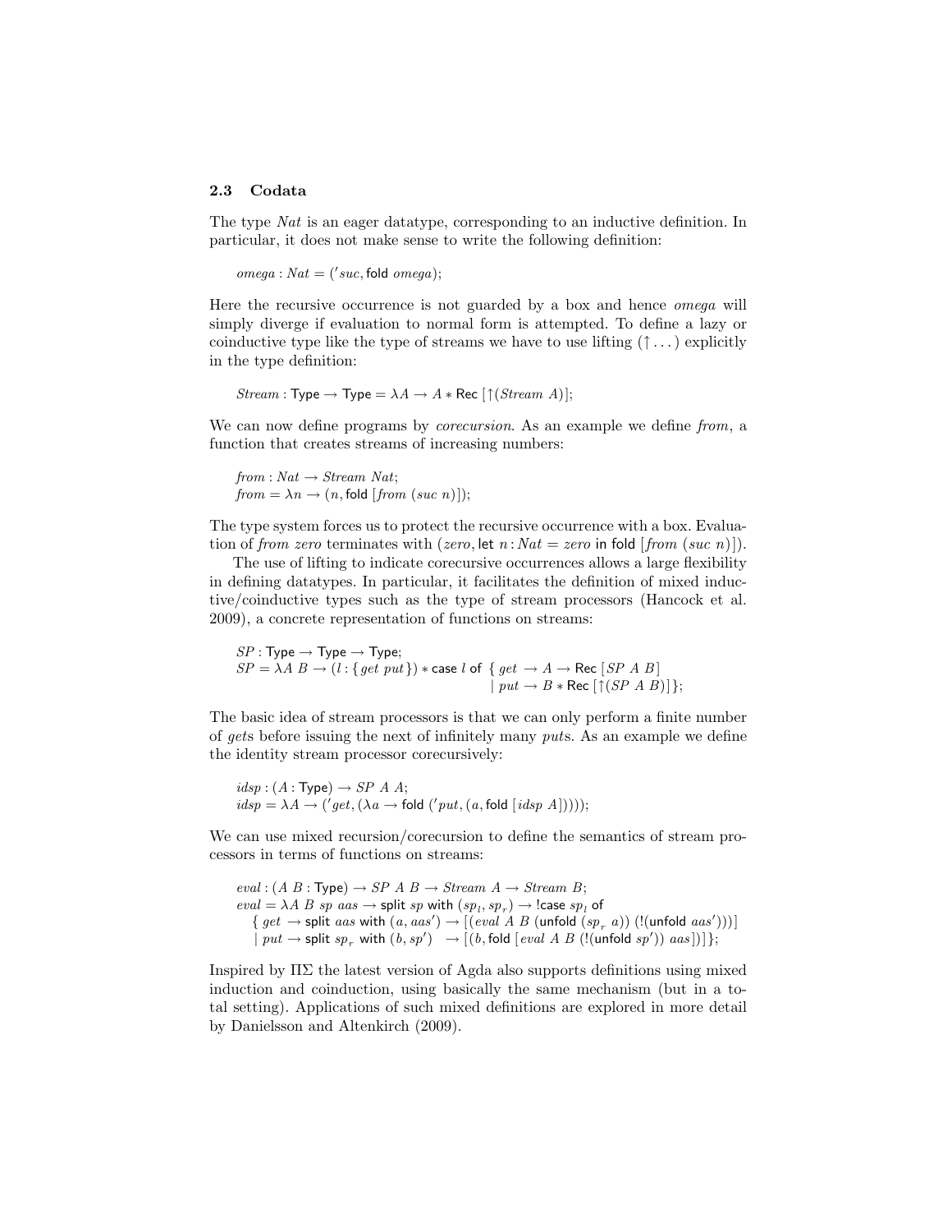### 2.3 Codata

The type *Nat* is an eager datatype, corresponding to an inductive definition. In particular, it does not make sense to write the following definition:

$$omega : Nat = ('suc, \mathsf{fold}\ omega);$$

Here the recursive occurrence is not guarded by a box and hence *omega* will simply diverge if evaluation to normal form is attempted. To define a lazy or coinductive type like the type of streams we have to use lifting ($\uparrow \ldots$) explicitly in the type definition:

$$Stream : \mathsf{Type} \rightarrow \mathsf{Type} = \lambda A \rightarrow A * \mathsf{Rec}\,[\uparrow(Stream\ A)];$$

We can now define programs by *corecursion*. As an example we define *from*, a function that creates streams of increasing numbers:

$$from : Nat \rightarrow Stream\ Nat;$$
$$from = \lambda n \rightarrow (n, \mathsf{fold}\,[from\ (suc\ n)]);$$

The type system forces us to protect the recursive occurrence with a box. Evaluation of *from zero* terminates with $(zero, \mathsf{let}\ n : Nat = zero\ \mathsf{in}\ \mathsf{fold}\,[from\ (suc\ n)])$.

The use of lifting to indicate corecursive occurrences allows a large flexibility in defining datatypes. In particular, it facilitates the definition of mixed inductive/coinductive types such as the type of stream processors (Hancock et al. 2009), a concrete representation of functions on streams:

$$SP : \mathsf{Type} \rightarrow \mathsf{Type} \rightarrow \mathsf{Type};$$
$$SP = \lambda A\ B \rightarrow (l : \{get\ put\}) * \mathsf{case}\ l\ \mathsf{of}\ \{\ get \rightarrow A \rightarrow \mathsf{Rec}\,[SP\ A\ B]\ \mid put \rightarrow B * \mathsf{Rec}\,[\uparrow(SP\ A\ B)]\};$$

The basic idea of stream processors is that we can only perform a finite number of *get*s before issuing the next of infinitely many *put*s. As an example we define the identity stream processor corecursively:

$$idsp : (A : \mathsf{Type}) \rightarrow SP\ A\ A;$$
$$idsp = \lambda A \rightarrow ('get, (\lambda a \rightarrow \mathsf{fold}\ ('put, (a, \mathsf{fold}\,[idsp\ A]))));$$

We can use mixed recursion/corecursion to define the semantics of stream processors in terms of functions on streams:

$$eval : (A\ B : \mathsf{Type}) \rightarrow SP\ A\ B \rightarrow Stream\ A \rightarrow Stream\ B;$$
$$eval = \lambda A\ B\ sp\ aas \rightarrow \mathsf{split}\ sp\ \mathsf{with}\ (sp_l, sp_r) \rightarrow !\mathsf{case}\ sp_l\ \mathsf{of}$$
$$\{\ get \rightarrow \mathsf{split}\ aas\ \mathsf{with}\ (a, aas') \rightarrow [(eval\ A\ B\ (\mathsf{unfold}\ (sp_r\ a))\ (!(\mathsf{unfold}\ aas')))]$$
$$\mid put \rightarrow \mathsf{split}\ sp_r\ \mathsf{with}\ (b, sp') \rightarrow [(b, \mathsf{fold}\,[eval\ A\ B\ (!(\mathsf{unfold}\ sp'))\ aas])]\};$$

Inspired by ΠΣ the latest version of Agda also supports definitions using mixed induction and coinduction, using basically the same mechanism (but in a total setting). Applications of such mixed definitions are explored in more detail by Danielsson and Altenkirch (2009).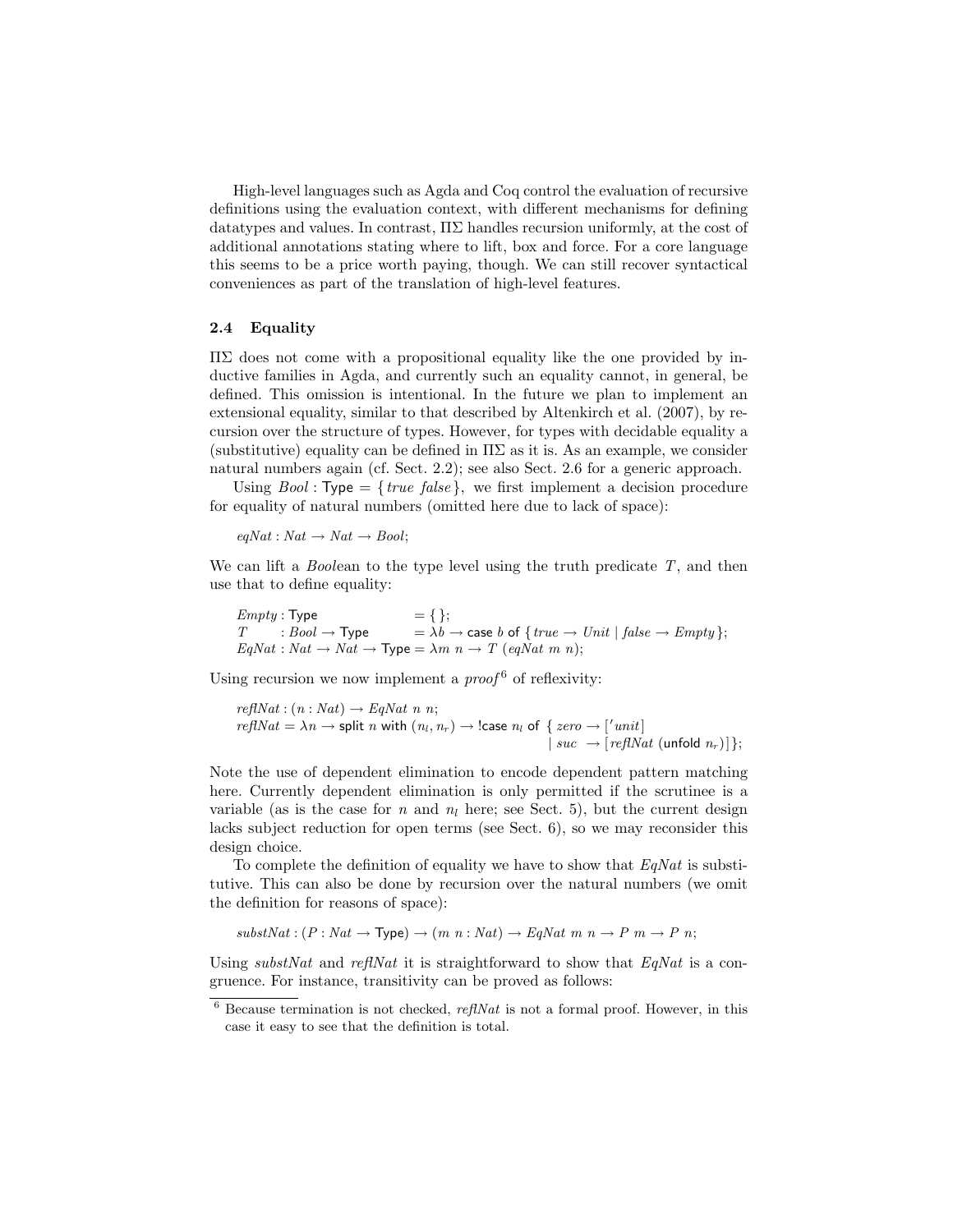High-level languages such as Agda and Coq control the evaluation of recursive definitions using the evaluation context, with different mechanisms for defining datatypes and values. In contrast, ΠΣ handles recursion uniformly, at the cost of additional annotations stating where to lift, box and force. For a core language this seems to be a price worth paying, though. We can still recover syntactical conveniences as part of the translation of high-level features.

### 2.4 Equality

ΠΣ does not come with a propositional equality like the one provided by inductive families in Agda, and currently such an equality cannot, in general, be defined. This omission is intentional. In the future we plan to implement an extensional equality, similar to that described by Altenkirch et al. (2007), by recursion over the structure of types. However, for types with decidable equality a (substitutive) equality can be defined in ΠΣ as it is. As an example, we consider natural numbers again (cf. Sect. 2.2); see also Sect. 2.6 for a generic approach.

Using $\mathit{Bool} : \mathsf{Type} = \{\, \mathit{true}\ \mathit{false} \,\}$, we first implement a decision procedure for equality of natural numbers (omitted here due to lack of space):

$$\mathit{eqNat} : \mathit{Nat} \to \mathit{Nat} \to \mathit{Bool};$$

We can lift a *Bool*ean to the type level using the truth predicate $T$, and then use that to define equality:

$$\begin{array}{lll}
\mathit{Empty} : \mathsf{Type} & = \{\}; \\
T \quad : \mathit{Bool} \to \mathsf{Type} & = \lambda b \to \mathsf{case}\ b\ \mathsf{of}\ \{\, \mathit{true} \to \mathit{Unit} \mid \mathit{false} \to \mathit{Empty} \,\}; \\
\mathit{EqNat} : \mathit{Nat} \to \mathit{Nat} \to \mathsf{Type} & = \lambda m\ n \to T\ (\mathit{eqNat}\ m\ n);
\end{array}$$

Using recursion we now implement a *proof* [6] of reflexivity:

$$\begin{array}{l}
\mathit{reflNat} : (n : \mathit{Nat}) \to \mathit{EqNat}\ n\ n; \\
\mathit{reflNat} = \lambda n \to \mathsf{split}\ n\ \mathsf{with}\ (n_l, n_r) \to \mathsf{!case}\ n_l\ \mathsf{of}\ \{\, \mathit{zero} \to [\,'\mathit{unit}\,] \\
\qquad\qquad\qquad\qquad\qquad\qquad\qquad\qquad\qquad \mid \mathit{suc} \ \to [\,\mathit{reflNat}\ (\mathsf{unfold}\ n_r)\,] \,\};
\end{array}$$

Note the use of dependent elimination to encode dependent pattern matching here. Currently dependent elimination is only permitted if the scrutinee is a variable (as is the case for $n$ and $n_l$ here; see Sect. 5), but the current design lacks subject reduction for open terms (see Sect. 6), so we may reconsider this design choice.

To complete the definition of equality we have to show that *EqNat* is substitutive. This can also be done by recursion over the natural numbers (we omit the definition for reasons of space):

$$\mathit{substNat} : (P : \mathit{Nat} \to \mathsf{Type}) \to (m\ n : \mathit{Nat}) \to \mathit{EqNat}\ m\ n \to P\ m \to P\ n;$$

Using *substNat* and *reflNat* it is straightforward to show that *EqNat* is a congruence. For instance, transitivity can be proved as follows:

[6] Because termination is not checked, *reflNat* is not a formal proof. However, in this case it easy to see that the definition is total.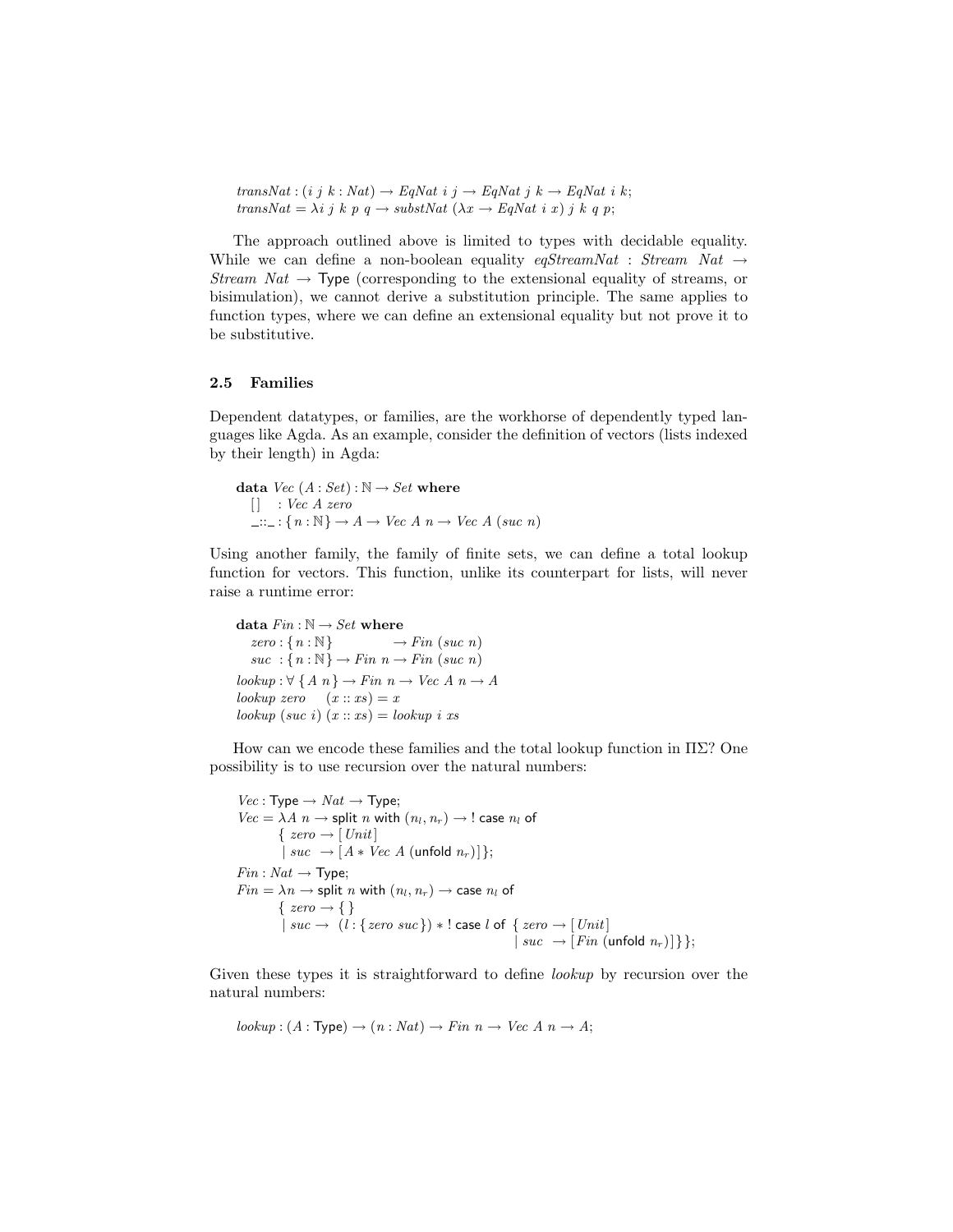```
transNat : (i j k : Nat) → EqNat i j → EqNat j k → EqNat i k;
transNat = λi j k p q → substNat (λx → EqNat i x) j k q p;
```

The approach outlined above is limited to types with decidable equality. While we can define a non-boolean equality *eqStreamNat* : *Stream Nat* → *Stream Nat* → Type (corresponding to the extensional equality of streams, or bisimulation), we cannot derive a substitution principle. The same applies to function types, where we can define an extensional equality but not prove it to be substitutive.

### 2.5 Families

Dependent datatypes, or families, are the workhorse of dependently typed languages like Agda. As an example, consider the definition of vectors (lists indexed by their length) in Agda:

```
data Vec (A : Set) : ℕ → Set where
  []   : Vec A zero
  _::_ : {n : ℕ} → A → Vec A n → Vec A (suc n)
```

Using another family, the family of finite sets, we can define a total lookup function for vectors. This function, unlike its counterpart for lists, will never raise a runtime error:

```
data Fin : ℕ → Set where
  zero : {n : ℕ}          → Fin (suc n)
  suc  : {n : ℕ} → Fin n → Fin (suc n)
lookup : ∀ {A n} → Fin n → Vec A n → A
lookup zero    (x :: xs) = x
lookup (suc i) (x :: xs) = lookup i xs
```

How can we encode these families and the total lookup function in ΠΣ? One possibility is to use recursion over the natural numbers:

```
Vec : Type → Nat → Type;
Vec = λA n → split n with (n_l, n_r) → ! case n_l of
        { zero → [Unit]
        | suc  → [A * Vec A (unfold n_r)]};
Fin : Nat → Type;
Fin = λn → split n with (n_l, n_r) → case n_l of
        { zero → { }
        | suc  → (l : {zero suc}) * ! case l of { zero → [Unit]
                                                 | suc  → [Fin (unfold n_r)]}};
```

Given these types it is straightforward to define *lookup* by recursion over the natural numbers:

```
lookup : (A : Type) → (n : Nat) → Fin n → Vec A n → A;
```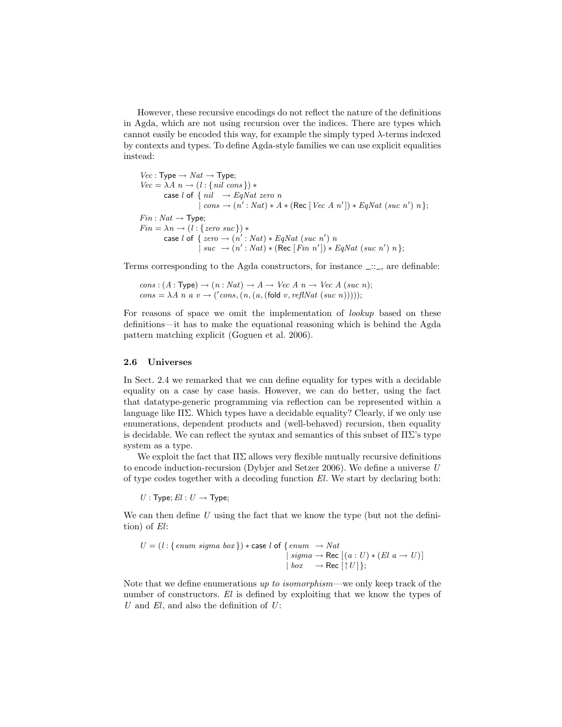However, these recursive encodings do not reflect the nature of the definitions in Agda, which are not using recursion over the indices. There are types which cannot easily be encoded this way, for example the simply typed λ-terms indexed by contexts and types. To define Agda-style families we can use explicit equalities instead:

```
Vec : Type → Nat → Type;
Vec = λA n → (l : { nil cons }) ∗
        case l of { nil   → EqNat zero n
                  | cons → (n′ : Nat) ∗ A ∗ (Rec [ Vec A n′ ]) ∗ EqNat (suc n′) n };
Fin : Nat → Type;
Fin = λn → (l : { zero suc }) ∗
        case l of { zero → (n′ : Nat) ∗ EqNat (suc n′) n
                  | suc  → (n′ : Nat) ∗ (Rec [ Fin n′ ]) ∗ EqNat (suc n′) n };
```

Terms corresponding to the Agda constructors, for instance _::_, are definable:

```
cons : (A : Type) → (n : Nat) → A → Vec A n → Vec A (suc n);
cons = λA n a v → ('cons, (n, (a, (fold v, reflNat (suc n)))));
```

For reasons of space we omit the implementation of *lookup* based on these definitions—it has to make the equational reasoning which is behind the Agda pattern matching explicit (Goguen et al. 2006).

### 2.6 Universes

In Sect. 2.4 we remarked that we can define equality for types with a decidable equality on a case by case basis. However, we can do better, using the fact that datatype-generic programming via reflection can be represented within a language like ΠΣ. Which types have a decidable equality? Clearly, if we only use enumerations, dependent products and (well-behaved) recursion, then equality is decidable. We can reflect the syntax and semantics of this subset of ΠΣ's type system as a type.

We exploit the fact that ΠΣ allows very flexible mutually recursive definitions to encode induction-recursion (Dybjer and Setzer 2006). We define a universe $U$ of type codes together with a decoding function $El$. We start by declaring both:

```
U : Type; El : U → Type;
```

We can then define $U$ using the fact that we know the type (but not the definition) of $El$:

```
U = (l : { enum sigma box }) ∗ case l of { enum  → Nat
                                         | sigma → Rec [(a : U) ∗ (El a → U)]
                                         | box   → Rec [↑ U ] };
```

Note that we define enumerations *up to isomorphism*—we only keep track of the number of constructors. $El$ is defined by exploiting that we know the types of $U$ and $El$, and also the definition of $U$: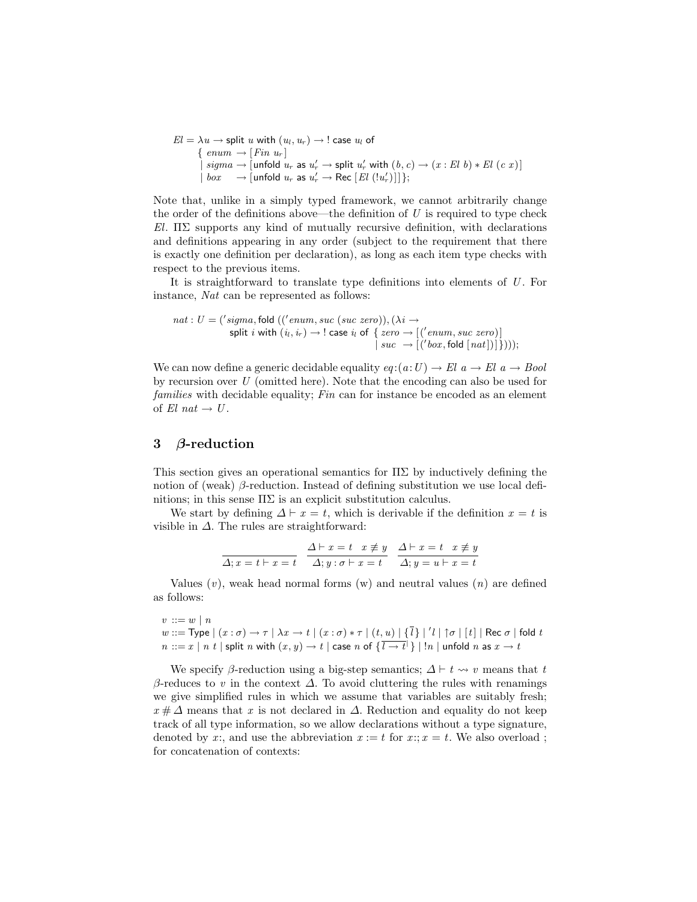$$
\begin{aligned}
El = \lambda u \rightarrow\ & \mathsf{split}\ u\ \mathsf{with}\ (u_l, u_r) \rightarrow\ !\ \mathsf{case}\ u_l\ \mathsf{of} \\
& \{\ enum \rightarrow [Fin\ u_r] \\
& \mid sigma \rightarrow [\mathsf{unfold}\ u_r\ \mathsf{as}\ u'_r \rightarrow \mathsf{split}\ u'_r\ \mathsf{with}\ (b, c) \rightarrow (x : El\ b) * El\ (c\ x)] \\
& \mid box \quad\ \rightarrow [\mathsf{unfold}\ u_r\ \mathsf{as}\ u'_r \rightarrow \mathsf{Rec}\ [El\ (!u'_r)]]\};
\end{aligned}
$$

Note that, unlike in a simply typed framework, we cannot arbitrarily change the order of the definitions above—the definition of $U$ is required to type check $El$. ΠΣ supports any kind of mutually recursive definition, with declarations and definitions appearing in any order (subject to the requirement that there is exactly one definition per declaration), as long as each item type checks with respect to the previous items.

It is straightforward to translate type definitions into elements of $U$. For instance, $Nat$ can be represented as follows:

$$
\begin{aligned}
nat : U = (&'sigma, \mathsf{fold}\ (('enum, suc\ (suc\ zero)), (\lambda i \rightarrow \\
& \mathsf{split}\ i\ \mathsf{with}\ (i_l, i_r) \rightarrow\ !\ \mathsf{case}\ i_l\ \mathsf{of}\ \{\ zero \rightarrow [('enum, suc\ zero)] \\
& \qquad\qquad\qquad\qquad\qquad\qquad\quad \mid suc\ \ \rightarrow [('box, \mathsf{fold}\ [nat])]\})));
\end{aligned}
$$

We can now define a generic decidable equality $eq : (a : U) \rightarrow El\ a \rightarrow El\ a \rightarrow Bool$ by recursion over $U$ (omitted here). Note that the encoding can also be used for *families* with decidable equality; $Fin$ can for instance be encoded as an element of $El\ nat \rightarrow U$.

## 3 β-reduction

This section gives an operational semantics for ΠΣ by inductively defining the notion of (weak) β-reduction. Instead of defining substitution we use local definitions; in this sense ΠΣ is an explicit substitution calculus.

We start by defining $\Delta \vdash x = t$, which is derivable if the definition $x = t$ is visible in $\Delta$. The rules are straightforward:

$$
\frac{}{\Delta; x = t \vdash x = t} \qquad \frac{\Delta \vdash x = t \quad x \not\equiv y}{\Delta; y : \sigma \vdash x = t} \qquad \frac{\Delta \vdash x = t \quad x \not\equiv y}{\Delta; y = u \vdash x = t}
$$

Values ($v$), weak head normal forms (w) and neutral values ($n$) are defined as follows:

$$
\begin{aligned}
v &::= w \mid n \\
w &::= \mathsf{Type} \mid (x : \sigma) \rightarrow \tau \mid \lambda x \rightarrow t \mid (x : \sigma) * \tau \mid (t, u) \mid \{\overline{l}\} \mid 'l \mid \uparrow\!\sigma \mid [t] \mid \mathsf{Rec}\ \sigma \mid \mathsf{fold}\ t \\
n &::= x \mid n\ t \mid \mathsf{split}\ n\ \mathsf{with}\ (x, y) \rightarrow t \mid \mathsf{case}\ n\ \mathsf{of}\ \{\overline{l \rightarrow t}\} \mid\ !n \mid \mathsf{unfold}\ n\ \mathsf{as}\ x \rightarrow t
\end{aligned}
$$

We specify β-reduction using a big-step semantics; $\Delta \vdash t \rightsquigarrow v$ means that $t$ β-reduces to $v$ in the context $\Delta$. To avoid cluttering the rules with renamings we give simplified rules in which we assume that variables are suitably fresh; $x \# \Delta$ means that $x$ is not declared in $\Delta$. Reduction and equality do not keep track of all type information, so we allow declarations without a type signature, denoted by $x{:}$, and use the abbreviation $x := t$ for $x{:}; x = t$. We also overload ; for concatenation of contexts: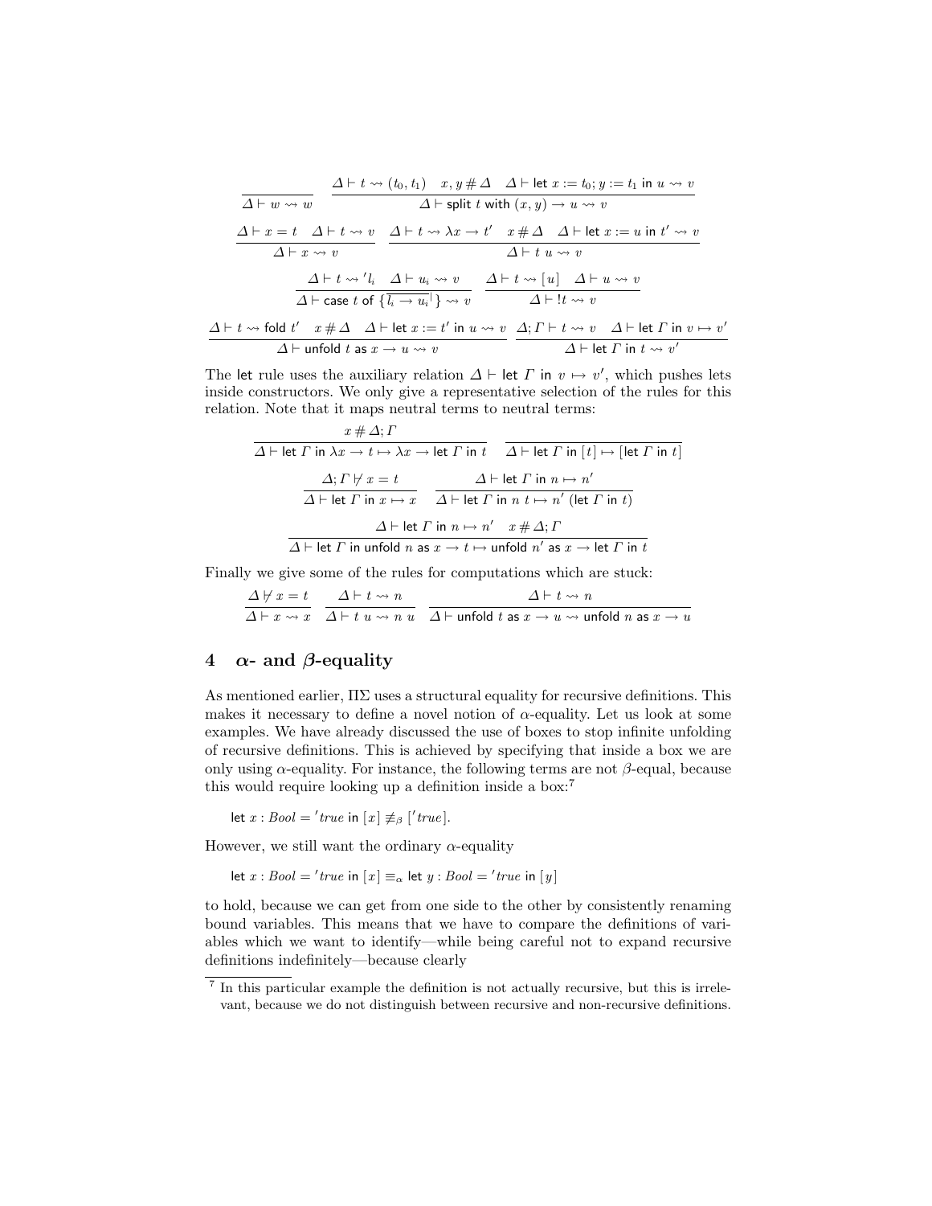$$\frac{}{\Delta \vdash w \rightsquigarrow w} \quad \frac{\Delta \vdash t \rightsquigarrow (t_0, t_1) \quad x, y \# \Delta \quad \Delta \vdash \mathsf{let}\ x := t_0; y := t_1\ \mathsf{in}\ u \rightsquigarrow v}{\Delta \vdash \mathsf{split}\ t\ \mathsf{with}\ (x, y) \rightarrow u \rightsquigarrow v}$$

$$\frac{\Delta \vdash x = t \quad \Delta \vdash t \rightsquigarrow v}{\Delta \vdash x \rightsquigarrow v} \quad \frac{\Delta \vdash t \rightsquigarrow \lambda x \rightarrow t' \quad x \# \Delta \quad \Delta \vdash \mathsf{let}\ x := u\ \mathsf{in}\ t' \rightsquigarrow v}{\Delta \vdash t\ u \rightsquigarrow v}$$

$$\frac{\Delta \vdash t \rightsquigarrow {}'l_i \quad \Delta \vdash u_i \rightsquigarrow v}{\Delta \vdash \mathsf{case}\ t\ \mathsf{of}\ \{\overline{l_i \rightarrow u_i}^{\mid}\} \rightsquigarrow v} \quad \frac{\Delta \vdash t \rightsquigarrow [u] \quad \Delta \vdash u \rightsquigarrow v}{\Delta \vdash !t \rightsquigarrow v}$$

$$\frac{\Delta \vdash t \rightsquigarrow \mathsf{fold}\ t' \quad x \# \Delta \quad \Delta \vdash \mathsf{let}\ x := t'\ \mathsf{in}\ u \rightsquigarrow v}{\Delta \vdash \mathsf{unfold}\ t\ \mathsf{as}\ x \rightarrow u \rightsquigarrow v} \quad \frac{\Delta; \Gamma \vdash t \rightsquigarrow v \quad \Delta \vdash \mathsf{let}\ \Gamma\ \mathsf{in}\ v \mapsto v'}{\Delta \vdash \mathsf{let}\ \Gamma\ \mathsf{in}\ t \rightsquigarrow v'}$$

The let rule uses the auxiliary relation $\Delta \vdash \mathsf{let}\ \Gamma\ \mathsf{in}\ v \mapsto v'$, which pushes lets inside constructors. We only give a representative selection of the rules for this relation. Note that it maps neutral terms to neutral terms:

$$\frac{x \# \Delta; \Gamma}{\Delta \vdash \mathsf{let}\ \Gamma\ \mathsf{in}\ \lambda x \rightarrow t \mapsto \lambda x \rightarrow \mathsf{let}\ \Gamma\ \mathsf{in}\ t} \quad \frac{}{\Delta \vdash \mathsf{let}\ \Gamma\ \mathsf{in}\ [t] \mapsto [\mathsf{let}\ \Gamma\ \mathsf{in}\ t]}$$

$$\frac{\Delta; \Gamma \not\vdash x = t}{\Delta \vdash \mathsf{let}\ \Gamma\ \mathsf{in}\ x \mapsto x} \quad \frac{\Delta \vdash \mathsf{let}\ \Gamma\ \mathsf{in}\ n \mapsto n'}{\Delta \vdash \mathsf{let}\ \Gamma\ \mathsf{in}\ n\ t \mapsto n'\ (\mathsf{let}\ \Gamma\ \mathsf{in}\ t)}$$

$$\frac{\Delta \vdash \mathsf{let}\ \Gamma\ \mathsf{in}\ n \mapsto n' \quad x \# \Delta; \Gamma}{\Delta \vdash \mathsf{let}\ \Gamma\ \mathsf{in}\ \mathsf{unfold}\ n\ \mathsf{as}\ x \rightarrow t \mapsto \mathsf{unfold}\ n'\ \mathsf{as}\ x \rightarrow \mathsf{let}\ \Gamma\ \mathsf{in}\ t}$$

Finally we give some of the rules for computations which are stuck:

$$\frac{\Delta \not\vdash x = t}{\Delta \vdash x \rightsquigarrow x} \quad \frac{\Delta \vdash t \rightsquigarrow n}{\Delta \vdash t\ u \rightsquigarrow n\ u} \quad \frac{\Delta \vdash t \rightsquigarrow n}{\Delta \vdash \mathsf{unfold}\ t\ \mathsf{as}\ x \rightarrow u \rightsquigarrow \mathsf{unfold}\ n\ \mathsf{as}\ x \rightarrow u}$$

## 4 $\alpha$- and $\beta$-equality

As mentioned earlier, ΠΣ uses a structural equality for recursive definitions. This makes it necessary to define a novel notion of $\alpha$-equality. Let us look at some examples. We have already discussed the use of boxes to stop infinite unfolding of recursive definitions. This is achieved by specifying that inside a box we are only using $\alpha$-equality. For instance, the following terms are not $\beta$-equal, because this would require looking up a definition inside a box:[7]

$$\mathsf{let}\ x : \mathit{Bool} = {}'\mathit{true}\ \mathsf{in}\ [x] \not\equiv_\beta [{}'\mathit{true}].$$

However, we still want the ordinary $\alpha$-equality

$$\mathsf{let}\ x : \mathit{Bool} = {}'\mathit{true}\ \mathsf{in}\ [x] \equiv_\alpha \mathsf{let}\ y : \mathit{Bool} = {}'\mathit{true}\ \mathsf{in}\ [y]$$

to hold, because we can get from one side to the other by consistently renaming bound variables. This means that we have to compare the definitions of variables which we want to identify—while being careful not to expand recursive definitions indefinitely—because clearly

[7] In this particular example the definition is not actually recursive, but this is irrelevant, because we do not distinguish between recursive and non-recursive definitions.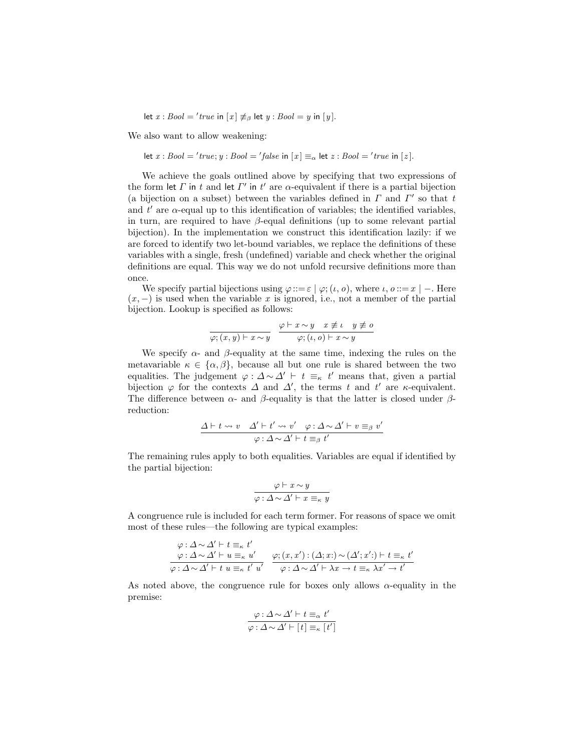$$\mathsf{let}\ x : Bool = {}'true\ \mathsf{in}\ [x] \not\equiv_\beta \mathsf{let}\ y : Bool = y\ \mathsf{in}\ [y].$$

We also want to allow weakening:

$$\mathsf{let}\ x : Bool = {}'true; y : Bool = {}'false\ \mathsf{in}\ [x] \equiv_\alpha \mathsf{let}\ z : Bool = {}'true\ \mathsf{in}\ [z].$$

We achieve the goals outlined above by specifying that two expressions of the form let $\Gamma$ in $t$ and let $\Gamma'$ in $t'$ are $\alpha$-equivalent if there is a partial bijection (a bijection on a subset) between the variables defined in $\Gamma$ and $\Gamma'$ so that $t$ and $t'$ are $\alpha$-equal up to this identification of variables; the identified variables, in turn, are required to have $\beta$-equal definitions (up to some relevant partial bijection). In the implementation we construct this identification lazily: if we are forced to identify two let-bound variables, we replace the definitions of these variables with a single, fresh (undefined) variable and check whether the original definitions are equal. This way we do not unfold recursive definitions more than once.

We specify partial bijections using $\varphi ::= \varepsilon \mid \varphi; (\iota, o)$, where $\iota, o ::= x \mid -$. Here $(x, -)$ is used when the variable $x$ is ignored, i.e., not a member of the partial bijection. Lookup is specified as follows:

$$\frac{}{\varphi; (x, y) \vdash x \sim y} \qquad \frac{\varphi \vdash x \sim y \quad x \not\equiv \iota \quad y \not\equiv o}{\varphi; (\iota, o) \vdash x \sim y}$$

We specify $\alpha$- and $\beta$-equality at the same time, indexing the rules on the metavariable $\kappa \in \{\alpha, \beta\}$, because all but one rule is shared between the two equalities. The judgement $\varphi : \Delta \sim \Delta' \vdash t \equiv_\kappa t'$ means that, given a partial bijection $\varphi$ for the contexts $\Delta$ and $\Delta'$, the terms $t$ and $t'$ are $\kappa$-equivalent. The difference between $\alpha$- and $\beta$-equality is that the latter is closed under $\beta$-reduction:

$$\frac{\Delta \vdash t \rightsquigarrow v \quad \Delta' \vdash t' \rightsquigarrow v' \quad \varphi : \Delta \sim \Delta' \vdash v \equiv_\beta v'}{\varphi : \Delta \sim \Delta' \vdash t \equiv_\beta t'}$$

The remaining rules apply to both equalities. Variables are equal if identified by the partial bijection:

$$\frac{\varphi \vdash x \sim y}{\varphi : \Delta \sim \Delta' \vdash x \equiv_\kappa y}$$

A congruence rule is included for each term former. For reasons of space we omit most of these rules—the following are typical examples:

$$\frac{\begin{array}{c}\varphi : \Delta \sim \Delta' \vdash t \equiv_\kappa t' \\ \varphi : \Delta \sim \Delta' \vdash u \equiv_\kappa u'\end{array}}{\varphi : \Delta \sim \Delta' \vdash t\ u \equiv_\kappa t'\ u'} \qquad \frac{\varphi; (x, x') : (\Delta; x{:}) \sim (\Delta'; x'{:}) \vdash t \equiv_\kappa t'}{\varphi : \Delta \sim \Delta' \vdash \lambda x \to t \equiv_\kappa \lambda x' \to t'}$$

As noted above, the congruence rule for boxes only allows $\alpha$-equality in the premise:

$$\frac{\varphi : \Delta \sim \Delta' \vdash t \equiv_\alpha t'}{\varphi : \Delta \sim \Delta' \vdash [t] \equiv_\kappa [t']}$$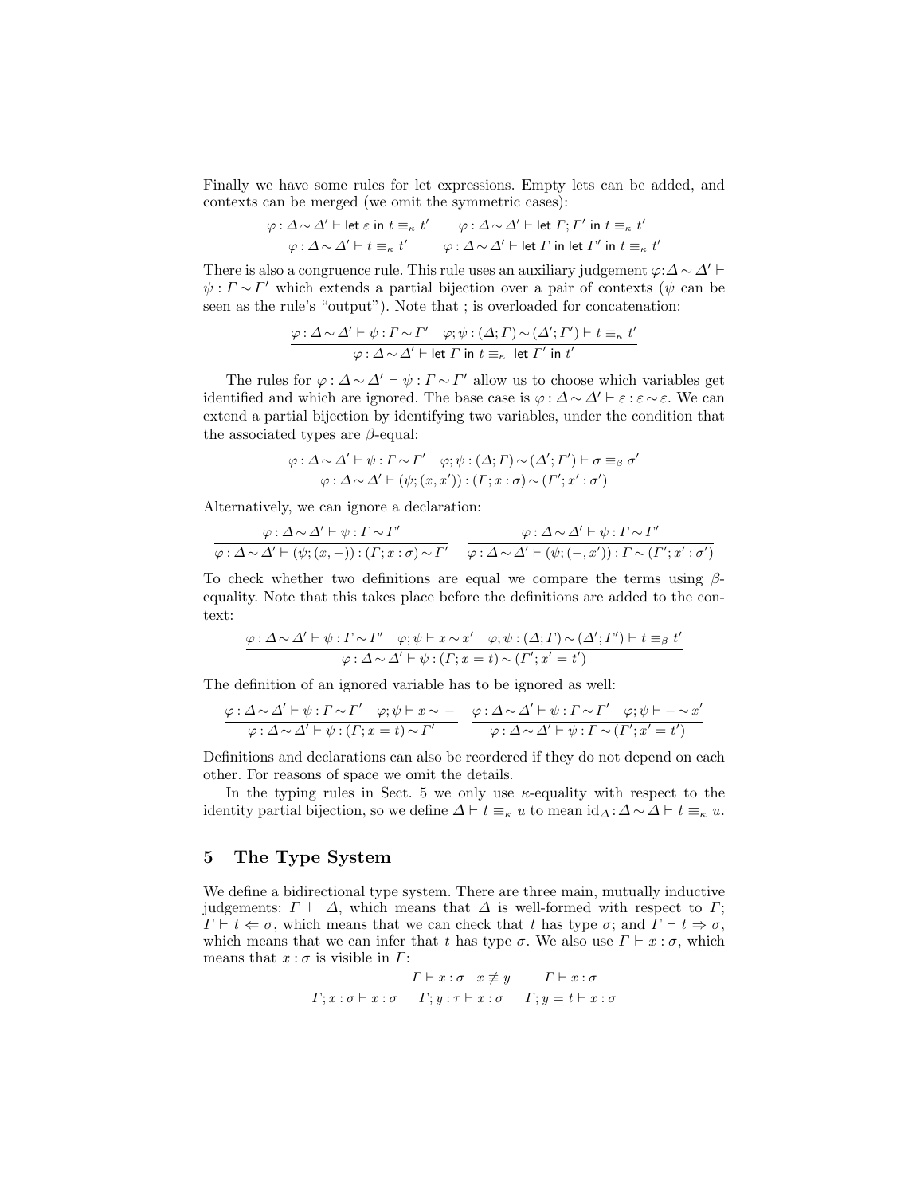Finally we have some rules for let expressions. Empty lets can be added, and contexts can be merged (we omit the symmetric cases):

$$\frac{\varphi : \Delta \sim \Delta' \vdash \mathsf{let}\ \varepsilon\ \mathsf{in}\ t \equiv_\kappa t'}{\varphi : \Delta \sim \Delta' \vdash t \equiv_\kappa t'} \qquad \frac{\varphi : \Delta \sim \Delta' \vdash \mathsf{let}\ \Gamma ; \Gamma'\ \mathsf{in}\ t \equiv_\kappa t'}{\varphi : \Delta \sim \Delta' \vdash \mathsf{let}\ \Gamma\ \mathsf{in}\ \mathsf{let}\ \Gamma'\ \mathsf{in}\ t \equiv_\kappa t'}$$

There is also a congruence rule. This rule uses an auxiliary judgement $\varphi : \Delta \sim \Delta' \vdash \psi : \Gamma \sim \Gamma'$ which extends a partial bijection over a pair of contexts ($\psi$ can be seen as the rule's "output"). Note that ; is overloaded for concatenation:

$$\frac{\varphi : \Delta \sim \Delta' \vdash \psi : \Gamma \sim \Gamma' \quad \varphi ; \psi : (\Delta ; \Gamma) \sim (\Delta' ; \Gamma') \vdash t \equiv_\kappa t'}{\varphi : \Delta \sim \Delta' \vdash \mathsf{let}\ \Gamma\ \mathsf{in}\ t \equiv_\kappa\ \mathsf{let}\ \Gamma'\ \mathsf{in}\ t'}$$

The rules for $\varphi : \Delta \sim \Delta' \vdash \psi : \Gamma \sim \Gamma'$ allow us to choose which variables get identified and which are ignored. The base case is $\varphi : \Delta \sim \Delta' \vdash \varepsilon : \varepsilon \sim \varepsilon$. We can extend a partial bijection by identifying two variables, under the condition that the associated types are $\beta$-equal:

$$\frac{\varphi : \Delta \sim \Delta' \vdash \psi : \Gamma \sim \Gamma' \quad \varphi ; \psi : (\Delta ; \Gamma) \sim (\Delta' ; \Gamma') \vdash \sigma \equiv_\beta \sigma'}{\varphi : \Delta \sim \Delta' \vdash (\psi ; (x, x')) : (\Gamma ; x : \sigma) \sim (\Gamma' ; x' : \sigma')}$$

Alternatively, we can ignore a declaration:

$$\frac{\varphi : \Delta \sim \Delta' \vdash \psi : \Gamma \sim \Gamma'}{\varphi : \Delta \sim \Delta' \vdash (\psi ; (x, -)) : (\Gamma ; x : \sigma) \sim \Gamma'} \qquad \frac{\varphi : \Delta \sim \Delta' \vdash \psi : \Gamma \sim \Gamma'}{\varphi : \Delta \sim \Delta' \vdash (\psi ; (-, x')) : \Gamma \sim (\Gamma' ; x' : \sigma')}$$

To check whether two definitions are equal we compare the terms using $\beta$-equality. Note that this takes place before the definitions are added to the context:

$$\frac{\varphi : \Delta \sim \Delta' \vdash \psi : \Gamma \sim \Gamma' \quad \varphi ; \psi \vdash x \sim x' \quad \varphi ; \psi : (\Delta ; \Gamma) \sim (\Delta' ; \Gamma') \vdash t \equiv_\beta t'}{\varphi : \Delta \sim \Delta' \vdash \psi : (\Gamma ; x = t) \sim (\Gamma' ; x' = t')}$$

The definition of an ignored variable has to be ignored as well:

$$\frac{\varphi : \Delta \sim \Delta' \vdash \psi : \Gamma \sim \Gamma' \quad \varphi ; \psi \vdash x \sim -}{\varphi : \Delta \sim \Delta' \vdash \psi : (\Gamma ; x = t) \sim \Gamma'} \qquad \frac{\varphi : \Delta \sim \Delta' \vdash \psi : \Gamma \sim \Gamma' \quad \varphi ; \psi \vdash - \sim x'}{\varphi : \Delta \sim \Delta' \vdash \psi : \Gamma \sim (\Gamma' ; x' = t')}$$

Definitions and declarations can also be reordered if they do not depend on each other. For reasons of space we omit the details.

In the typing rules in Sect. 5 we only use $\kappa$-equality with respect to the identity partial bijection, so we define $\Delta \vdash t \equiv_\kappa u$ to mean $\mathrm{id}_\Delta : \Delta \sim \Delta \vdash t \equiv_\kappa u$.

## 5 The Type System

We define a bidirectional type system. There are three main, mutually inductive judgements: $\Gamma \vdash \Delta$, which means that $\Delta$ is well-formed with respect to $\Gamma$; $\Gamma \vdash t \Leftarrow \sigma$, which means that we can check that $t$ has type $\sigma$; and $\Gamma \vdash t \Rightarrow \sigma$, which means that we can infer that $t$ has type $\sigma$. We also use $\Gamma \vdash x : \sigma$, which means that $x : \sigma$ is visible in $\Gamma$:

$$\frac{}{\Gamma ; x : \sigma \vdash x : \sigma} \qquad \frac{\Gamma \vdash x : \sigma \quad x \not\equiv y}{\Gamma ; y : \tau \vdash x : \sigma} \qquad \frac{\Gamma \vdash x : \sigma}{\Gamma ; y = t \vdash x : \sigma}$$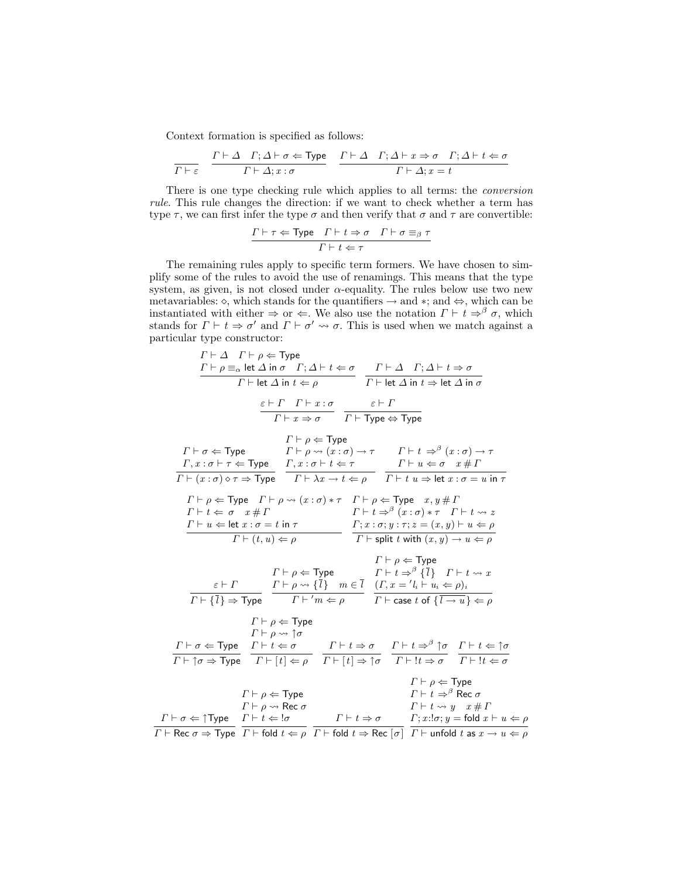Context formation is specified as follows:

$$\frac{}{\Gamma \vdash \varepsilon} \qquad \frac{\Gamma \vdash \Delta \quad \Gamma ; \Delta \vdash \sigma \Leftarrow \mathsf{Type}}{\Gamma \vdash \Delta ; x : \sigma} \qquad \frac{\Gamma \vdash \Delta \quad \Gamma ; \Delta \vdash x \Rightarrow \sigma \quad \Gamma ; \Delta \vdash t \Leftarrow \sigma}{\Gamma \vdash \Delta ; x = t}$$

There is one type checking rule which applies to all terms: the *conversion rule*. This rule changes the direction: if we want to check whether a term has type $\tau$, we can first infer the type $\sigma$ and then verify that $\sigma$ and $\tau$ are convertible:

$$\frac{\Gamma \vdash \tau \Leftarrow \mathsf{Type} \quad \Gamma \vdash t \Rightarrow \sigma \quad \Gamma \vdash \sigma \equiv_\beta \tau}{\Gamma \vdash t \Leftarrow \tau}$$

The remaining rules apply to specific term formers. We have chosen to simplify some of the rules to avoid the use of renamings. This means that the type system, as given, is not closed under $\alpha$-equality. The rules below use two new metavariables: $\diamond$, which stands for the quantifiers $\rightarrow$ and $*$; and $\Leftrightarrow$, which can be instantiated with either $\Rightarrow$ or $\Leftarrow$. We also use the notation $\Gamma \vdash t \Rightarrow^\beta \sigma$, which stands for $\Gamma \vdash t \Rightarrow \sigma'$ and $\Gamma \vdash \sigma' \rightsquigarrow \sigma$. This is used when we match against a particular type constructor:

$$\frac{\Gamma \vdash \Delta \quad \Gamma \vdash \rho \Leftarrow \mathsf{Type} \quad \Gamma \vdash \rho \equiv_\alpha \mathsf{let}\ \Delta\ \mathsf{in}\ \sigma \quad \Gamma ; \Delta \vdash t \Leftarrow \sigma}{\Gamma \vdash \mathsf{let}\ \Delta\ \mathsf{in}\ t \Leftarrow \rho} \qquad \frac{\Gamma \vdash \Delta \quad \Gamma ; \Delta \vdash t \Rightarrow \sigma}{\Gamma \vdash \mathsf{let}\ \Delta\ \mathsf{in}\ t \Rightarrow \mathsf{let}\ \Delta\ \mathsf{in}\ \sigma}$$

$$\frac{\varepsilon \vdash \Gamma \quad \Gamma \vdash x : \sigma}{\Gamma \vdash x \Rightarrow \sigma} \qquad \frac{\varepsilon \vdash \Gamma}{\Gamma \vdash \mathsf{Type} \Leftrightarrow \mathsf{Type}}$$

$$\frac{\Gamma \vdash \sigma \Leftarrow \mathsf{Type} \quad \Gamma , x : \sigma \vdash \tau \Leftarrow \mathsf{Type}}{\Gamma \vdash (x : \sigma) \diamond \tau \Rightarrow \mathsf{Type}} \qquad \frac{\Gamma \vdash \rho \Leftarrow \mathsf{Type} \quad \Gamma \vdash \rho \rightsquigarrow (x : \sigma) \rightarrow \tau \quad \Gamma , x : \sigma \vdash t \Leftarrow \tau}{\Gamma \vdash \lambda x \rightarrow t \Leftarrow \rho} \qquad \frac{\Gamma \vdash t \Rightarrow^\beta (x : \sigma) \rightarrow \tau \quad \Gamma \vdash u \Leftarrow \sigma \quad x \# \Gamma}{\Gamma \vdash t\ u \Rightarrow \mathsf{let}\ x : \sigma = u\ \mathsf{in}\ \tau}$$

$$\frac{\Gamma \vdash \rho \Leftarrow \mathsf{Type} \quad \Gamma \vdash \rho \rightsquigarrow (x : \sigma) * \tau \quad \Gamma \vdash t \Leftarrow \sigma \quad x \# \Gamma \quad \Gamma \vdash u \Leftarrow \mathsf{let}\ x : \sigma = t\ \mathsf{in}\ \tau}{\Gamma \vdash (t, u) \Leftarrow \rho} \qquad \frac{\Gamma \vdash \rho \Leftarrow \mathsf{Type} \quad x, y \# \Gamma \quad \Gamma \vdash t \Rightarrow^\beta (x : \sigma) * \tau \quad \Gamma \vdash t \rightsquigarrow z \quad \Gamma ; x : \sigma ; y : \tau ; z = (x, y) \vdash u \Leftarrow \rho}{\Gamma \vdash \mathsf{split}\ t\ \mathsf{with}\ (x, y) \rightarrow u \Leftarrow \rho}$$

$$\frac{\varepsilon \vdash \Gamma}{\Gamma \vdash \{\overline{l}\} \Rightarrow \mathsf{Type}} \qquad \frac{\Gamma \vdash \rho \Leftarrow \mathsf{Type} \quad \Gamma \vdash \rho \rightsquigarrow \{\overline{l}\} \quad m \in \overline{l}}{\Gamma \vdash {}'m \Leftarrow \rho} \qquad \frac{\Gamma \vdash \rho \Leftarrow \mathsf{Type} \quad \Gamma \vdash t \Rightarrow^\beta \{\overline{l}\} \quad \Gamma \vdash t \rightsquigarrow x \quad (\Gamma, x = {}'l_i \vdash u_i \Leftarrow \rho)_i}{\Gamma \vdash \mathsf{case}\ t\ \mathsf{of}\ \{\overline{l \rightarrow u}\} \Leftarrow \rho}$$

$$\frac{\Gamma \vdash \sigma \Leftarrow \mathsf{Type}}{\Gamma \vdash \uparrow\sigma \Rightarrow \mathsf{Type}} \qquad \frac{\Gamma \vdash \rho \Leftarrow \mathsf{Type} \quad \Gamma \vdash \rho \rightsquigarrow \uparrow\sigma \quad \Gamma \vdash t \Leftarrow \sigma}{\Gamma \vdash [t] \Leftarrow \rho} \qquad \frac{\Gamma \vdash t \Rightarrow \sigma}{\Gamma \vdash [t] \Rightarrow \uparrow\sigma} \qquad \frac{\Gamma \vdash t \Rightarrow^\beta \uparrow\sigma}{\Gamma \vdash !t \Rightarrow \sigma} \qquad \frac{\Gamma \vdash t \Leftarrow \uparrow\sigma}{\Gamma \vdash !t \Leftarrow \sigma}$$

$$\frac{\Gamma \vdash \sigma \Leftarrow \uparrow\mathsf{Type}}{\Gamma \vdash \mathsf{Rec}\ \sigma \Rightarrow \mathsf{Type}} \qquad \frac{\Gamma \vdash \rho \Leftarrow \mathsf{Type} \quad \Gamma \vdash \rho \rightsquigarrow \mathsf{Rec}\ \sigma \quad \Gamma \vdash t \Leftarrow !\sigma}{\Gamma \vdash \mathsf{fold}\ t \Leftarrow \rho} \qquad \frac{\Gamma \vdash t \Rightarrow \sigma}{\Gamma \vdash \mathsf{fold}\ t \Rightarrow \mathsf{Rec}\ [\sigma]} \qquad \frac{\Gamma \vdash \rho \Leftarrow \mathsf{Type} \quad \Gamma \vdash t \Rightarrow^\beta \mathsf{Rec}\ \sigma \quad \Gamma \vdash t \rightsquigarrow y \quad x \# \Gamma \quad \Gamma ; x : !\sigma ; y = \mathsf{fold}\ x \vdash u \Leftarrow \rho}{\Gamma \vdash \mathsf{unfold}\ t\ \mathsf{as}\ x \rightarrow u \Leftarrow \rho}$$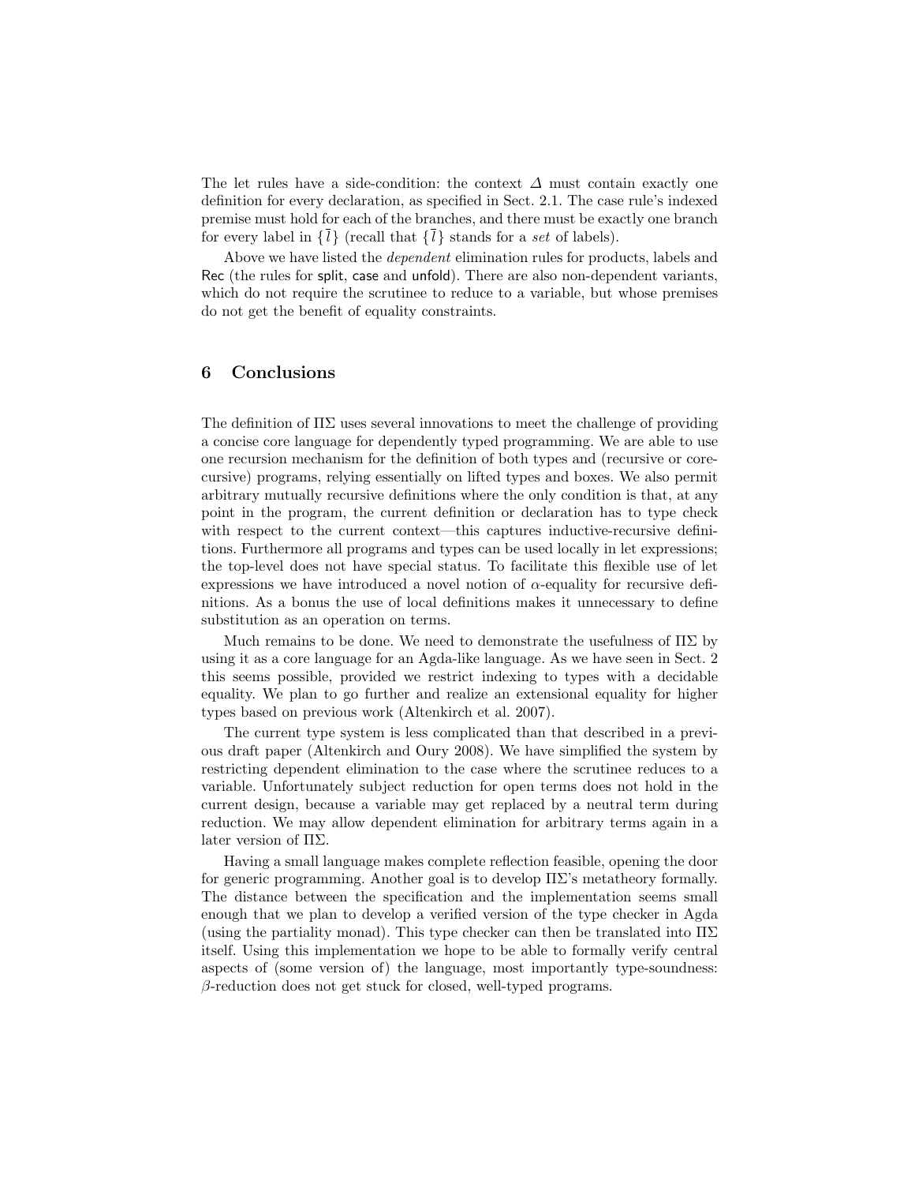The let rules have a side-condition: the context $\Delta$ must contain exactly one definition for every declaration, as specified in Sect. 2.1. The case rule's indexed premise must hold for each of the branches, and there must be exactly one branch for every label in $\{\bar{l}\}$ (recall that $\{\bar{l}\}$ stands for a *set* of labels).

Above we have listed the *dependent* elimination rules for products, labels and Rec (the rules for split, case and unfold). There are also non-dependent variants, which do not require the scrutinee to reduce to a variable, but whose premises do not get the benefit of equality constraints.

## 6 Conclusions

The definition of $\Pi\Sigma$ uses several innovations to meet the challenge of providing a concise core language for dependently typed programming. We are able to use one recursion mechanism for the definition of both types and (recursive or corecursive) programs, relying essentially on lifted types and boxes. We also permit arbitrary mutually recursive definitions where the only condition is that, at any point in the program, the current definition or declaration has to type check with respect to the current context—this captures inductive-recursive definitions. Furthermore all programs and types can be used locally in let expressions; the top-level does not have special status. To facilitate this flexible use of let expressions we have introduced a novel notion of $\alpha$-equality for recursive definitions. As a bonus the use of local definitions makes it unnecessary to define substitution as an operation on terms.

Much remains to be done. We need to demonstrate the usefulness of $\Pi\Sigma$ by using it as a core language for an Agda-like language. As we have seen in Sect. 2 this seems possible, provided we restrict indexing to types with a decidable equality. We plan to go further and realize an extensional equality for higher types based on previous work (Altenkirch et al. 2007).

The current type system is less complicated than that described in a previous draft paper (Altenkirch and Oury 2008). We have simplified the system by restricting dependent elimination to the case where the scrutinee reduces to a variable. Unfortunately subject reduction for open terms does not hold in the current design, because a variable may get replaced by a neutral term during reduction. We may allow dependent elimination for arbitrary terms again in a later version of $\Pi\Sigma$.

Having a small language makes complete reflection feasible, opening the door for generic programming. Another goal is to develop $\Pi\Sigma$'s metatheory formally. The distance between the specification and the implementation seems small enough that we plan to develop a verified version of the type checker in Agda (using the partiality monad). This type checker can then be translated into $\Pi\Sigma$ itself. Using this implementation we hope to be able to formally verify central aspects of (some version of) the language, most importantly type-soundness: $\beta$-reduction does not get stuck for closed, well-typed programs.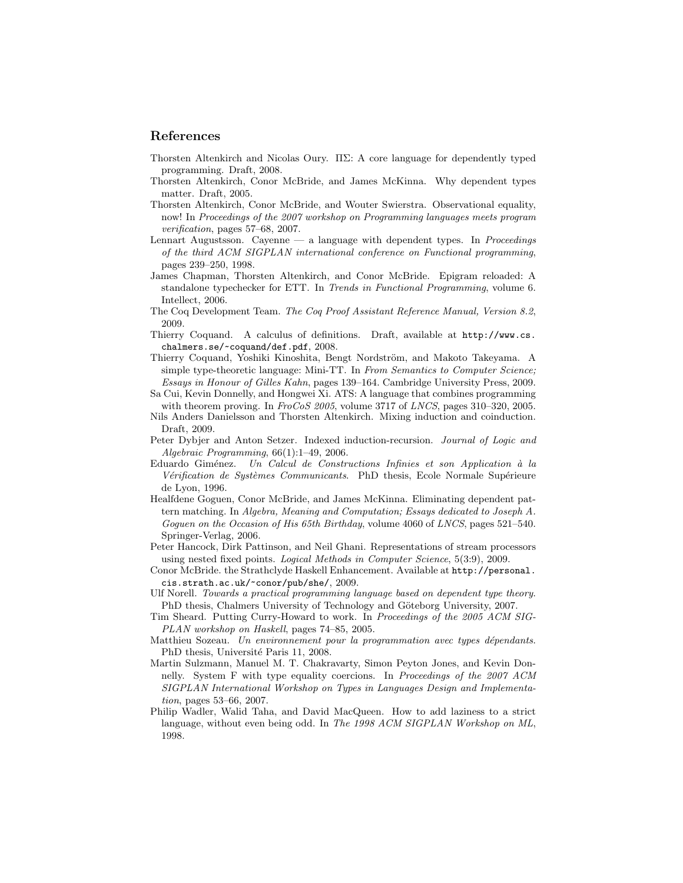## References

Thorsten Altenkirch and Nicolas Oury. ΠΣ: A core language for dependently typed programming. Draft, 2008.

Thorsten Altenkirch, Conor McBride, and James McKinna. Why dependent types matter. Draft, 2005.

Thorsten Altenkirch, Conor McBride, and Wouter Swierstra. Observational equality, now! In *Proceedings of the 2007 workshop on Programming languages meets program verification*, pages 57–68, 2007.

Lennart Augustsson. Cayenne — a language with dependent types. In *Proceedings of the third ACM SIGPLAN international conference on Functional programming*, pages 239–250, 1998.

James Chapman, Thorsten Altenkirch, and Conor McBride. Epigram reloaded: A standalone typechecker for ETT. In *Trends in Functional Programming*, volume 6. Intellect, 2006.

The Coq Development Team. *The Coq Proof Assistant Reference Manual, Version 8.2*, 2009.

Thierry Coquand. A calculus of definitions. Draft, available at `http://www.cs.chalmers.se/~coquand/def.pdf`, 2008.

Thierry Coquand, Yoshiki Kinoshita, Bengt Nordström, and Makoto Takeyama. A simple type-theoretic language: Mini-TT. In *From Semantics to Computer Science; Essays in Honour of Gilles Kahn*, pages 139–164. Cambridge University Press, 2009.

Sa Cui, Kevin Donnelly, and Hongwei Xi. ATS: A language that combines programming with theorem proving. In *FroCoS 2005*, volume 3717 of *LNCS*, pages 310–320, 2005.

Nils Anders Danielsson and Thorsten Altenkirch. Mixing induction and coinduction. Draft, 2009.

Peter Dybjer and Anton Setzer. Indexed induction-recursion. *Journal of Logic and Algebraic Programming*, 66(1):1–49, 2006.

Eduardo Giménez. *Un Calcul de Constructions Infinies et son Application à la Vérification de Systèmes Communicants*. PhD thesis, Ecole Normale Supérieure de Lyon, 1996.

Healfdene Goguen, Conor McBride, and James McKinna. Eliminating dependent pattern matching. In *Algebra, Meaning and Computation; Essays dedicated to Joseph A. Goguen on the Occasion of His 65th Birthday*, volume 4060 of *LNCS*, pages 521–540. Springer-Verlag, 2006.

Peter Hancock, Dirk Pattinson, and Neil Ghani. Representations of stream processors using nested fixed points. *Logical Methods in Computer Science*, 5(3:9), 2009.

Conor McBride. the Strathclyde Haskell Enhancement. Available at `http://personal.cis.strath.ac.uk/~conor/pub/she/`, 2009.

Ulf Norell. *Towards a practical programming language based on dependent type theory*. PhD thesis, Chalmers University of Technology and Göteborg University, 2007.

Tim Sheard. Putting Curry-Howard to work. In *Proceedings of the 2005 ACM SIGPLAN workshop on Haskell*, pages 74–85, 2005.

Matthieu Sozeau. *Un environnement pour la programmation avec types dépendants*. PhD thesis, Université Paris 11, 2008.

Martin Sulzmann, Manuel M. T. Chakravarty, Simon Peyton Jones, and Kevin Donnelly. System F with type equality coercions. In *Proceedings of the 2007 ACM SIGPLAN International Workshop on Types in Languages Design and Implementation*, pages 53–66, 2007.

Philip Wadler, Walid Taha, and David MacQueen. How to add laziness to a strict language, without even being odd. In *The 1998 ACM SIGPLAN Workshop on ML*, 1998.